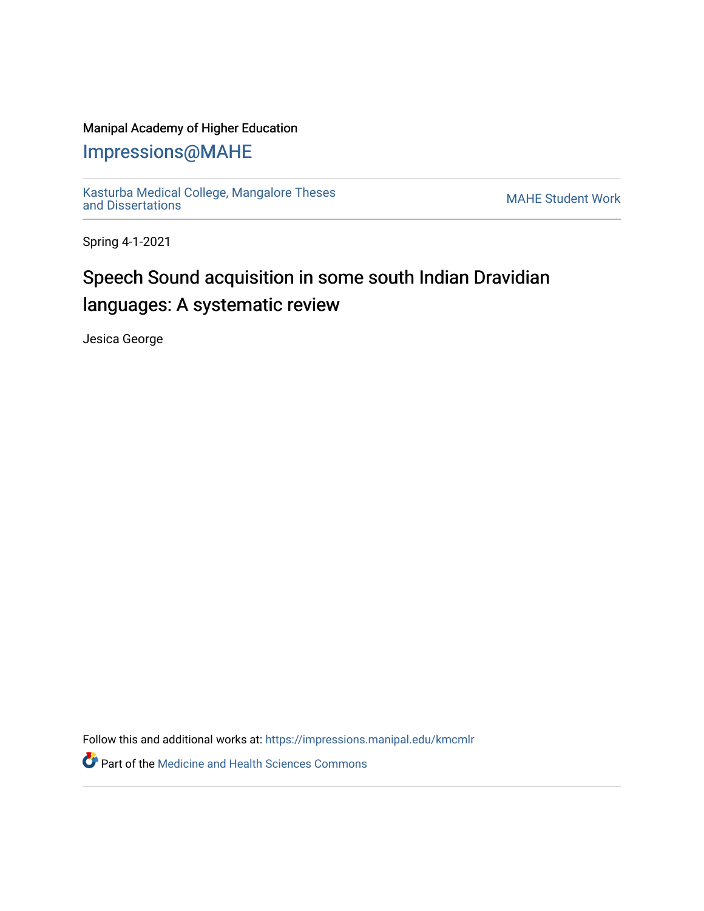Manipal Academy of Higher Education

# Impressions@MAHE

Kasturba Medical College, Mangalore Theses and Dissertations

MAHE Student Work

Spring 4-1-2021

## Speech Sound acquisition in some south Indian Dravidian languages: A systematic review

Jesica George

Follow this and additional works at: https://impressions.manipal.edu/kmcmlr

Part of the Medicine and Health Sciences Commons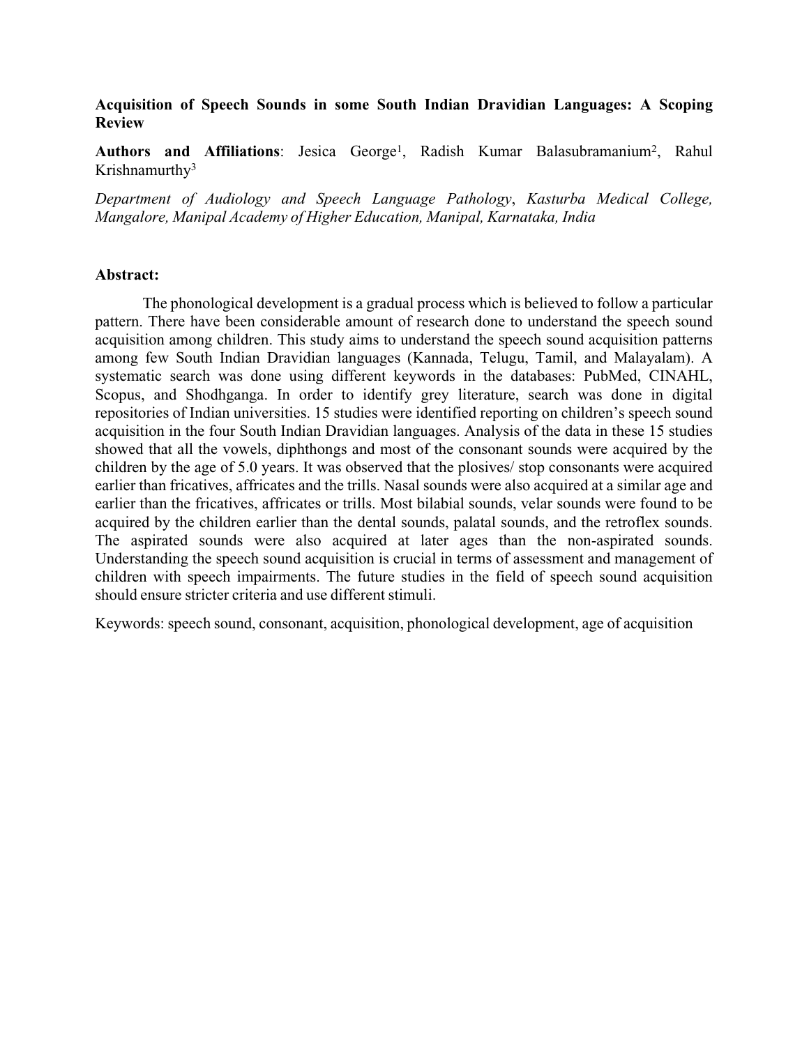**Acquisition of Speech Sounds in some South Indian Dravidian Languages: A Scoping Review**

**Authors and Affiliations**: Jesica George[1], Radish Kumar Balasubramanium[2], Rahul Krishnamurthy[3]

*Department of Audiology and Speech Language Pathology*, *Kasturba Medical College, Mangalore, Manipal Academy of Higher Education, Manipal, Karnataka, India*

**Abstract:**

The phonological development is a gradual process which is believed to follow a particular pattern. There have been considerable amount of research done to understand the speech sound acquisition among children. This study aims to understand the speech sound acquisition patterns among few South Indian Dravidian languages (Kannada, Telugu, Tamil, and Malayalam). A systematic search was done using different keywords in the databases: PubMed, CINAHL, Scopus, and Shodhganga. In order to identify grey literature, search was done in digital repositories of Indian universities. 15 studies were identified reporting on children's speech sound acquisition in the four South Indian Dravidian languages. Analysis of the data in these 15 studies showed that all the vowels, diphthongs and most of the consonant sounds were acquired by the children by the age of 5.0 years. It was observed that the plosives/ stop consonants were acquired earlier than fricatives, affricates and the trills. Nasal sounds were also acquired at a similar age and earlier than the fricatives, affricates or trills. Most bilabial sounds, velar sounds were found to be acquired by the children earlier than the dental sounds, palatal sounds, and the retroflex sounds. The aspirated sounds were also acquired at later ages than the non-aspirated sounds. Understanding the speech sound acquisition is crucial in terms of assessment and management of children with speech impairments. The future studies in the field of speech sound acquisition should ensure stricter criteria and use different stimuli.

Keywords: speech sound, consonant, acquisition, phonological development, age of acquisition